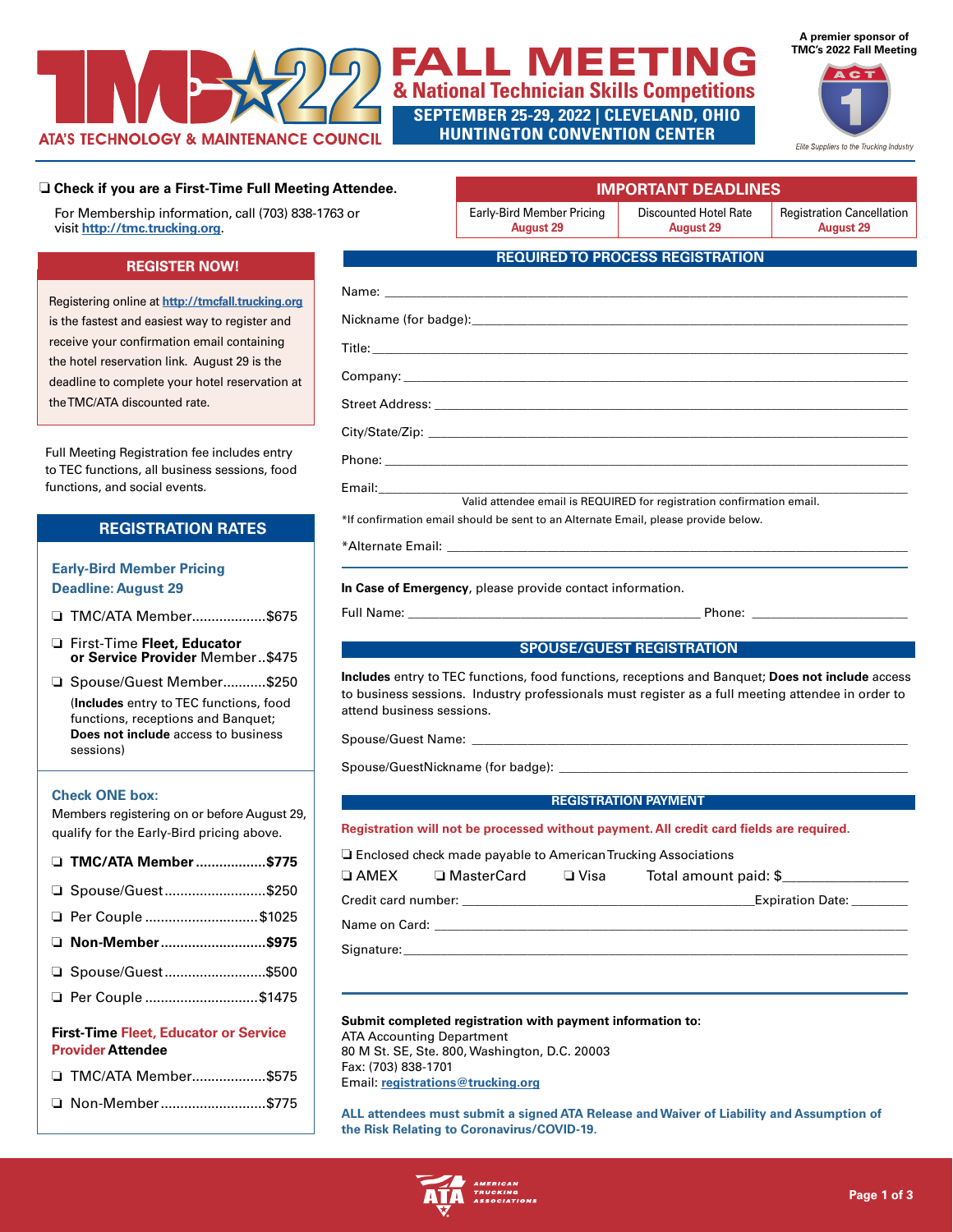# TMC 22 FALL MEETING

## & National Technician Skills Competitions

**SEPTEMBER 25-29, 2022 | CLEVELAND, OHIO**
**HUNTINGTON CONVENTION CENTER**

ATA'S TECHNOLOGY & MAINTENANCE COUNCIL

A premier sponsor of TMC's 2022 Fall Meeting

ACT 1 — *Elite Suppliers to the Trucking Industry*

❏ **Check if you are a First-Time Full Meeting Attendee.**

For Membership information, call (703) 838-1763 or visit **http://tmc.trucking.org**.

### IMPORTANT DEADLINES

| Early-Bird Member Pricing | Discounted Hotel Rate | Registration Cancellation |
|---|---|---|
| **August 29** | **August 29** | **August 29** |

### REGISTER NOW!

Registering online at **http://tmcfall.trucking.org** is the fastest and easiest way to register and receive your confirmation email containing the hotel reservation link. August 29 is the deadline to complete your hotel reservation at the TMC/ATA discounted rate.

Full Meeting Registration fee includes entry to TEC functions, all business sessions, food functions, and social events.

### REGISTRATION RATES

**Early-Bird Member Pricing**
**Deadline: August 29**

- ❏ TMC/ATA Member...................$675
- ❏ First-Time **Fleet, Educator or Service Provider** Member..$475
- ❏ Spouse/Guest Member...........$250
  (**Includes** entry to TEC functions, food functions, receptions and Banquet; **Does not include** access to business sessions)

**Check ONE box:**
Members registering on or before August 29, qualify for the Early-Bird pricing above.

- ❏ **TMC/ATA Member..................$775**
- ❏ Spouse/Guest..........................$250
- ❏ Per Couple .............................$1025
- ❏ **Non-Member...........................$975**
- ❏ Spouse/Guest..........................$500
- ❏ Per Couple .............................$1475

**First-Time Fleet, Educator or Service Provider Attendee**

- ❏ TMC/ATA Member...................$575
- ❏ Non-Member...........................$775

### REQUIRED TO PROCESS REGISTRATION

Name: ______________________________

Nickname (for badge): ______________________________

Title: ______________________________

Company: ______________________________

Street Address: ______________________________

City/State/Zip: ______________________________

Phone: ______________________________

Email: ______________________________
Valid attendee email is REQUIRED for registration confirmation email.

*If confirmation email should be sent to an Alternate Email, please provide below.

*Alternate Email: ______________________________

**In Case of Emergency**, please provide contact information.

Full Name: ______________________________ Phone: ______________

### SPOUSE/GUEST REGISTRATION

**Includes** entry to TEC functions, food functions, receptions and Banquet; **Does not include** access to business sessions. Industry professionals must register as a full meeting attendee in order to attend business sessions.

Spouse/Guest Name: ______________________________

Spouse/GuestNickname (for badge): ______________________________

### REGISTRATION PAYMENT

**Registration will not be processed without payment. All credit card fields are required.**

❏ Enclosed check made payable to American Trucking Associations

❏ AMEX ❏ MasterCard ❏ Visa Total amount paid: $______________

Credit card number: ______________________________ Expiration Date: ________

Name on Card: ______________________________

Signature: ______________________________

**Submit completed registration with payment information to:**
ATA Accounting Department
80 M St. SE, Ste. 800, Washington, D.C. 20003
Fax: (703) 838-1701
Email: **registrations@trucking.org**

**ALL attendees must submit a signed ATA Release and Waiver of Liability and Assumption of the Risk Relating to Coronavirus/COVID-19.**

AMERICAN TRUCKING ASSOCIATIONS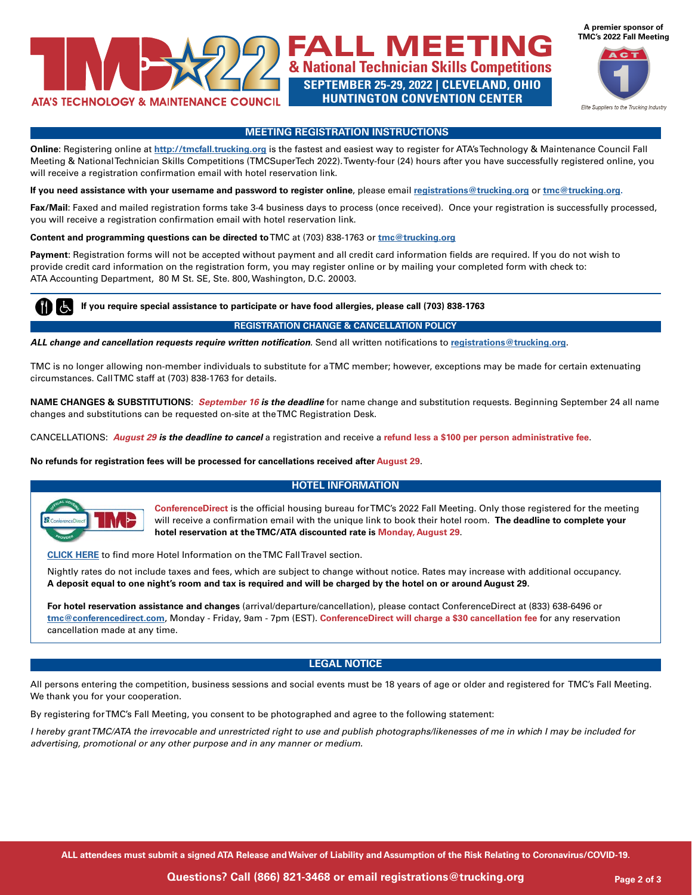# TMC22 FALL MEETING & National Technician Skills Competitions

ATA'S TECHNOLOGY & MAINTENANCE COUNCIL

**SEPTEMBER 25-29, 2022 | CLEVELAND, OHIO**
**HUNTINGTON CONVENTION CENTER**

A premier sponsor of TMC's 2022 Fall Meeting

ACT 1 — Elite Suppliers to the Trucking Industry

## MEETING REGISTRATION INSTRUCTIONS

**Online**: Registering online at **http://tmcfall.trucking.org** is the fastest and easiest way to register for ATA's Technology & Maintenance Council Fall Meeting & National Technician Skills Competitions (TMCSuperTech 2022). Twenty-four (24) hours after you have successfully registered online, you will receive a registration confirmation email with hotel reservation link.

**If you need assistance with your username and password to register online**, please email **registrations@trucking.org** or **tmc@trucking.org**.

**Fax/Mail**: Faxed and mailed registration forms take 3-4 business days to process (once received). Once your registration is successfully processed, you will receive a registration confirmation email with hotel reservation link.

**Content and programming questions can be directed to** TMC at (703) 838-1763 or **tmc@trucking.org**

**Payment**: Registration forms will not be accepted without payment and all credit card information fields are required. If you do not wish to provide credit card information on the registration form, you may register online or by mailing your completed form with check to: ATA Accounting Department, 80 M St. SE, Ste. 800, Washington, D.C. 20003.

**If you require special assistance to participate or have food allergies, please call (703) 838-1763**

## REGISTRATION CHANGE & CANCELLATION POLICY

***ALL change and cancellation requests require written notification***. Send all written notifications to **registrations@trucking.org**.

TMC is no longer allowing non-member individuals to substitute for a TMC member; however, exceptions may be made for certain extenuating circumstances. Call TMC staff at (703) 838-1763 for details.

**NAME CHANGES & SUBSTITUTIONS**: ***September 16 is the deadline*** for name change and substitution requests. Beginning September 24 all name changes and substitutions can be requested on-site at the TMC Registration Desk.

CANCELLATIONS: ***August 29 is the deadline to cancel*** a registration and receive a **refund less a $100 per person administrative fee**.

**No refunds for registration fees will be processed for cancellations received after August 29**.

## HOTEL INFORMATION

**ConferenceDirect** is the official housing bureau for TMC's 2022 Fall Meeting. Only those registered for the meeting will receive a confirmation email with the unique link to book their hotel room. **The deadline to complete your hotel reservation at the TMC/ATA discounted rate is Monday, August 29**.

**CLICK HERE** to find more Hotel Information on the TMC Fall Travel section.

Nightly rates do not include taxes and fees, which are subject to change without notice. Rates may increase with additional occupancy. **A deposit equal to one night's room and tax is required and will be charged by the hotel on or around August 29.**

**For hotel reservation assistance and changes** (arrival/departure/cancellation), please contact ConferenceDirect at (833) 638-6496 or **tmc@conferencedirect.com**, Monday - Friday, 9am - 7pm (EST). **ConferenceDirect will charge a $30 cancellation fee** for any reservation cancellation made at any time.

## LEGAL NOTICE

All persons entering the competition, business sessions and social events must be 18 years of age or older and registered for TMC's Fall Meeting. We thank you for your cooperation.

By registering for TMC's Fall Meeting, you consent to be photographed and agree to the following statement:

*I hereby grant TMC/ATA the irrevocable and unrestricted right to use and publish photographs/likenesses of me in which I may be included for advertising, promotional or any other purpose and in any manner or medium.*

**ALL attendees must submit a signed ATA Release and Waiver of Liability and Assumption of the Risk Relating to Coronavirus/COVID-19.**

**Questions? Call (866) 821-3468 or email registrations@trucking.org**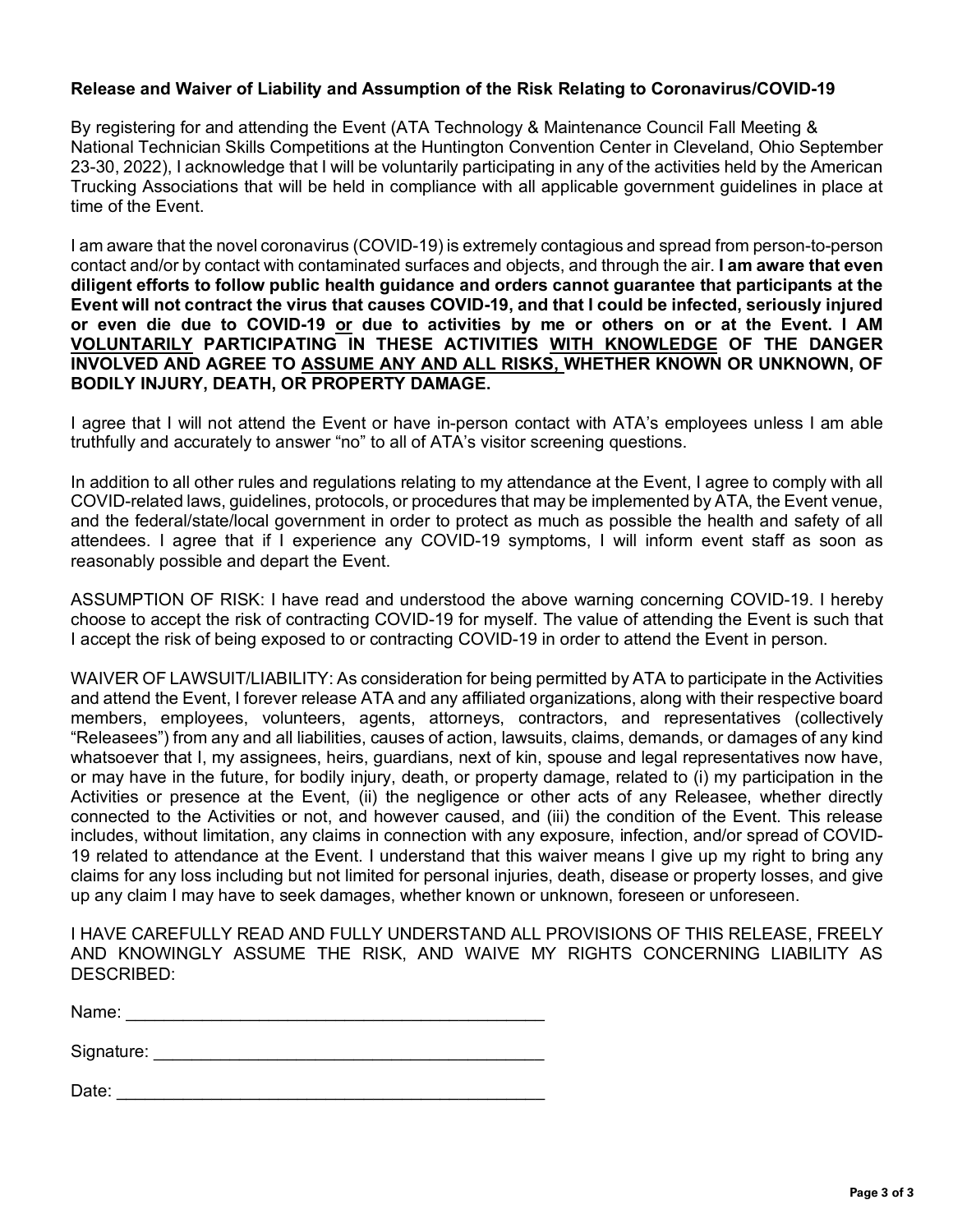**Release and Waiver of Liability and Assumption of the Risk Relating to Coronavirus/COVID-19**

By registering for and attending the Event (ATA Technology & Maintenance Council Fall Meeting & National Technician Skills Competitions at the Huntington Convention Center in Cleveland, Ohio September 23-30, 2022), I acknowledge that I will be voluntarily participating in any of the activities held by the American Trucking Associations that will be held in compliance with all applicable government guidelines in place at time of the Event.

I am aware that the novel coronavirus (COVID-19) is extremely contagious and spread from person-to-person contact and/or by contact with contaminated surfaces and objects, and through the air. **I am aware that even diligent efforts to follow public health guidance and orders cannot guarantee that participants at the Event will not contract the virus that causes COVID-19, and that I could be infected, seriously injured or even die due to COVID-19 <u>or</u> due to activities by me or others on or at the Event. I AM <u>VOLUNTARILY</u> PARTICIPATING IN THESE ACTIVITIES <u>WITH KNOWLEDGE</u> OF THE DANGER INVOLVED AND AGREE TO <u>ASSUME ANY AND ALL RISKS,</u> WHETHER KNOWN OR UNKNOWN, OF BODILY INJURY, DEATH, OR PROPERTY DAMAGE.**

I agree that I will not attend the Event or have in-person contact with ATA's employees unless I am able truthfully and accurately to answer "no" to all of ATA's visitor screening questions.

In addition to all other rules and regulations relating to my attendance at the Event, I agree to comply with all COVID-related laws, guidelines, protocols, or procedures that may be implemented by ATA, the Event venue, and the federal/state/local government in order to protect as much as possible the health and safety of all attendees. I agree that if I experience any COVID-19 symptoms, I will inform event staff as soon as reasonably possible and depart the Event.

ASSUMPTION OF RISK: I have read and understood the above warning concerning COVID-19. I hereby choose to accept the risk of contracting COVID-19 for myself. The value of attending the Event is such that I accept the risk of being exposed to or contracting COVID-19 in order to attend the Event in person.

WAIVER OF LAWSUIT/LIABILITY: As consideration for being permitted by ATA to participate in the Activities and attend the Event, I forever release ATA and any affiliated organizations, along with their respective board members, employees, volunteers, agents, attorneys, contractors, and representatives (collectively "Releasees") from any and all liabilities, causes of action, lawsuits, claims, demands, or damages of any kind whatsoever that I, my assignees, heirs, guardians, next of kin, spouse and legal representatives now have, or may have in the future, for bodily injury, death, or property damage, related to (i) my participation in the Activities or presence at the Event, (ii) the negligence or other acts of any Releasee, whether directly connected to the Activities or not, and however caused, and (iii) the condition of the Event. This release includes, without limitation, any claims in connection with any exposure, infection, and/or spread of COVID-19 related to attendance at the Event. I understand that this waiver means I give up my right to bring any claims for any loss including but not limited for personal injuries, death, disease or property losses, and give up any claim I may have to seek damages, whether known or unknown, foreseen or unforeseen.

I HAVE CAREFULLY READ AND FULLY UNDERSTAND ALL PROVISIONS OF THIS RELEASE, FREELY AND KNOWINGLY ASSUME THE RISK, AND WAIVE MY RIGHTS CONCERNING LIABILITY AS DESCRIBED:

Name: ____________________________________________

Signature: _________________________________________

Date: _____________________________________________